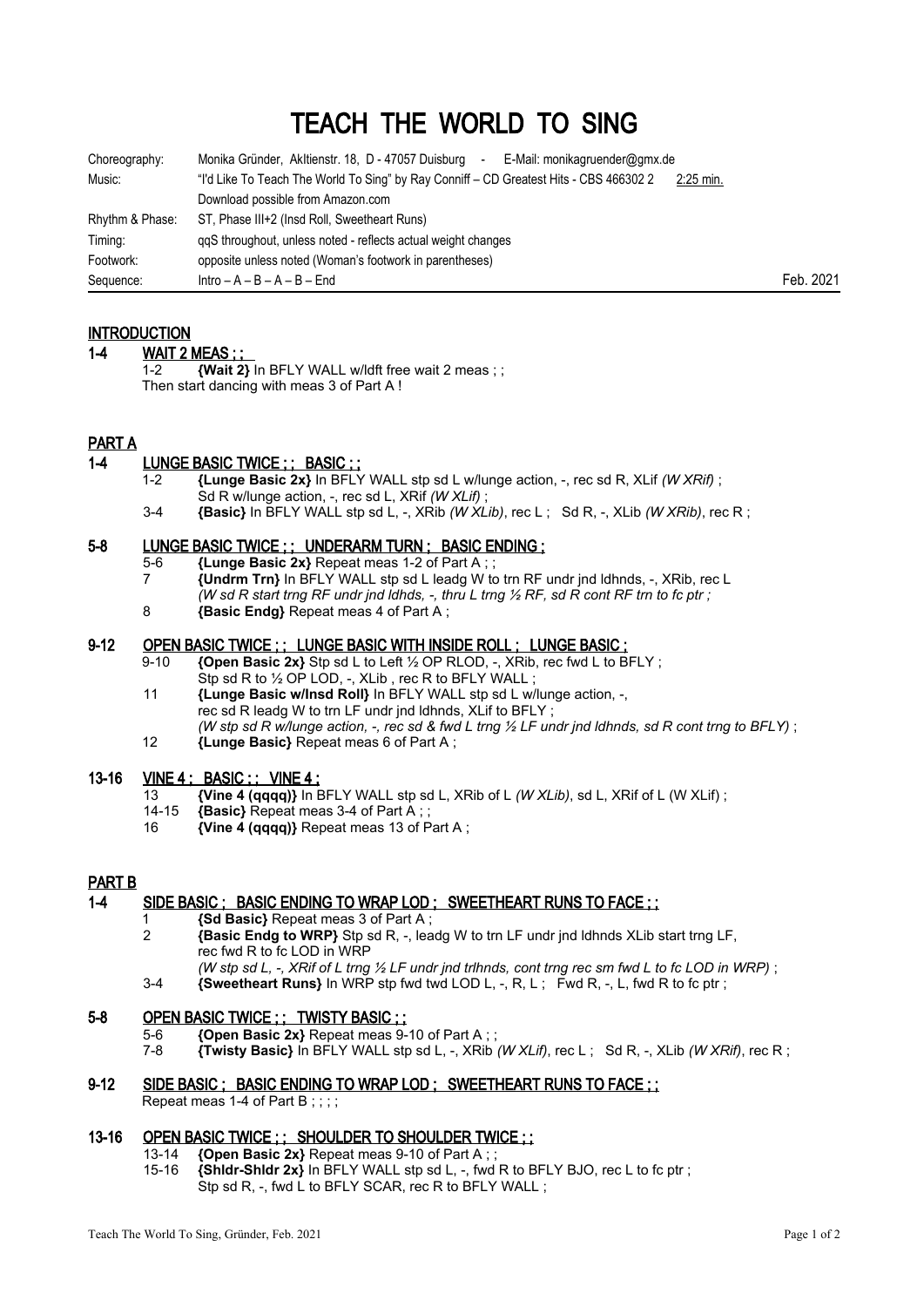# TEACH THE WORLD TO SING

| | | |
|---|---|---|
| Choreography: | Monika Gründer, Akltienstr. 18, D - 47057 Duisburg - E-Mail: monikagruender@gmx.de | |
| Music: | "I'd Like To Teach The World To Sing" by Ray Conniff – CD Greatest Hits - CBS 466302 2   2:25 min. | |
| | Download possible from Amazon.com | |
| Rhythm & Phase: | ST, Phase III+2 (Insd Roll, Sweetheart Runs) | |
| Timing: | qqS throughout, unless noted - reflects actual weight changes | |
| Footwork: | opposite unless noted (Woman's footwork in parentheses) | |
| Sequence: | Intro – A – B – A – B – End | Feb. 2021 |

## INTRODUCTION

### 1-4 WAIT 2 MEAS ; ;

1-2 **{Wait 2}** In BFLY WALL w/ldft free wait 2 meas ; ;
Then start dancing with meas 3 of Part A !

## PART A

### 1-4 LUNGE BASIC TWICE ; ; BASIC ; ;

1-2 **{Lunge Basic 2x}** In BFLY WALL stp sd L w/lunge action, -, rec sd R, XLif *(W XRif)* ;
Sd R w/lunge action, -, rec sd L, XRif *(W XLif)* ;

3-4 **{Basic}** In BFLY WALL stp sd L, -, XRib *(W XLib)*, rec L ; Sd R, -, XLib *(W XRib)*, rec R ;

### 5-8 LUNGE BASIC TWICE ; ; UNDERARM TURN ; BASIC ENDING ;

5-6 **{Lunge Basic 2x}** Repeat meas 1-2 of Part A ; ;

7 **{Undrm Trn}** In BFLY WALL stp sd L leadg W to trn RF undr jnd ldhnds, -, XRib, rec L
*(W sd R start trng RF undr jnd ldhds, -, thru L trng ½ RF, sd R cont RF trn to fc ptr ;*

8 **{Basic Endg}** Repeat meas 4 of Part A ;

### 9-12 OPEN BASIC TWICE ; ; LUNGE BASIC WITH INSIDE ROLL ; LUNGE BASIC ;

9-10 **{Open Basic 2x}** Stp sd L to Left ½ OP RLOD, -, XRib, rec fwd L to BFLY ;
Stp sd R to ½ OP LOD, -, XLib , rec R to BFLY WALL ;

11 **{Lunge Basic w/Insd Roll}** In BFLY WALL stp sd L w/lunge action, -,
rec sd R leadg W to trn LF undr jnd ldhnds, XLif to BFLY ;
*(W stp sd R w/lunge action, -, rec sd & fwd L trng ½ LF undr jnd ldhnds, sd R cont trng to BFLY)* ;

12 **{Lunge Basic}** Repeat meas 6 of Part A ;

### 13-16 VINE 4 ; BASIC ; ; VINE 4 ;

13 **{Vine 4 (qqqq)}** In BFLY WALL stp sd L, XRib of L *(W XLib)*, sd L, XRif of L (W XLif) ;

14-15 **{Basic}** Repeat meas 3-4 of Part A ; ;

16 **{Vine 4 (qqqq)}** Repeat meas 13 of Part A ;

## PART B

### 1-4 SIDE BASIC ; BASIC ENDING TO WRAP LOD ; SWEETHEART RUNS TO FACE ; ;

1 **{Sd Basic}** Repeat meas 3 of Part A ;

2 **{Basic Endg to WRP}** Stp sd R, -, leadg W to trn LF undr jnd ldhnds XLib start trng LF,
rec fwd R to fc LOD in WRP
*(W stp sd L, -, XRif of L trng ½ LF undr jnd trlhnds, cont trng rec sm fwd L to fc LOD in WRP)* ;

3-4 **{Sweetheart Runs}** In WRP stp fwd twd LOD L, -, R, L ; Fwd R, -, L, fwd R to fc ptr ;

### 5-8 OPEN BASIC TWICE ; ; TWISTY BASIC ; ;

5-6 **{Open Basic 2x}** Repeat meas 9-10 of Part A ; ;

7-8 **{Twisty Basic}** In BFLY WALL stp sd L, -, XRib *(W XLif)*, rec L ; Sd R, -, XLib *(W XRif)*, rec R ;

### 9-12 SIDE BASIC ; BASIC ENDING TO WRAP LOD ; SWEETHEART RUNS TO FACE ; ;

Repeat meas 1-4 of Part B ; ; ; ;

### 13-16 OPEN BASIC TWICE ; ; SHOULDER TO SHOULDER TWICE ; ;

13-14 **{Open Basic 2x}** Repeat meas 9-10 of Part A ; ;

15-16 **{Shldr-Shldr 2x}** In BFLY WALL stp sd L, -, fwd R to BFLY BJO, rec L to fc ptr ;
Stp sd R, -, fwd L to BFLY SCAR, rec R to BFLY WALL ;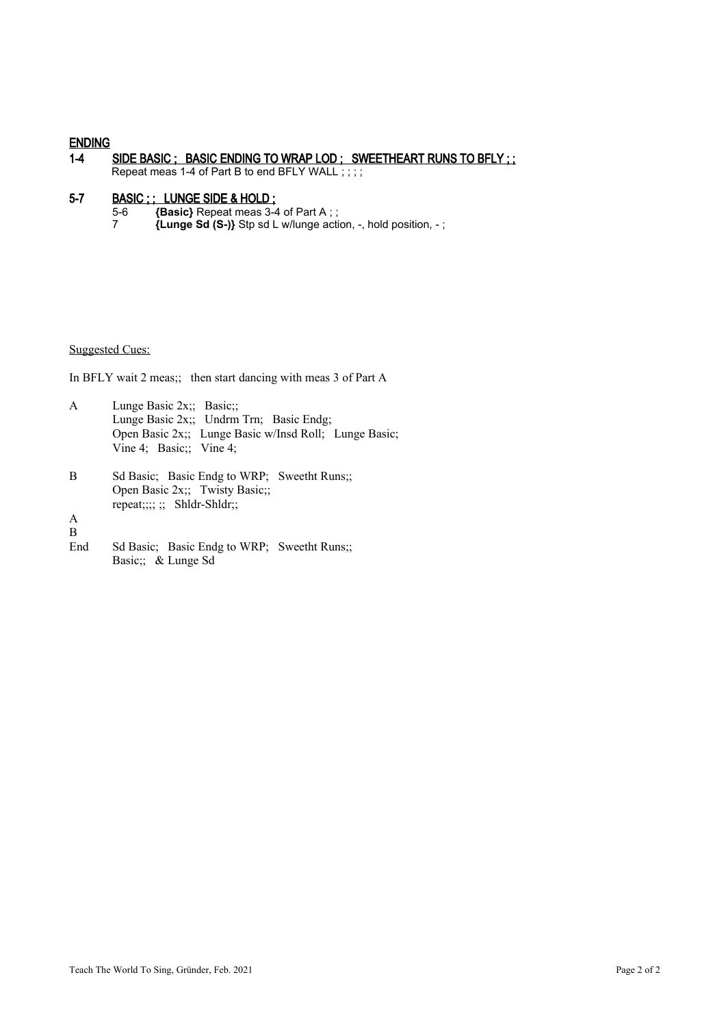## ENDING

**1-4 SIDE BASIC ; BASIC ENDING TO WRAP LOD ; SWEETHEART RUNS TO BFLY ; ;**

Repeat meas 1-4 of Part B to end BFLY WALL ; ; ; ;

**5-7 BASIC ; ; LUNGE SIDE & HOLD ;**

5-6 **{Basic}** Repeat meas 3-4 of Part A ; ;

7 **{Lunge Sd (S-)}** Stp sd L w/lunge action, -, hold position, - ;

Suggested Cues:

In BFLY wait 2 meas;; then start dancing with meas 3 of Part A

A Lunge Basic 2x;; Basic;;
Lunge Basic 2x;; Undrm Trn; Basic Endg;
Open Basic 2x;; Lunge Basic w/Insd Roll; Lunge Basic;
Vine 4; Basic;; Vine 4;

B Sd Basic; Basic Endg to WRP; Sweetht Runs;;
Open Basic 2x;; Twisty Basic;;
repeat;;;; ;; Shldr-Shldr;;

A

B

End Sd Basic; Basic Endg to WRP; Sweetht Runs;;
Basic;; & Lunge Sd

Teach The World To Sing, Gründer, Feb. 2021